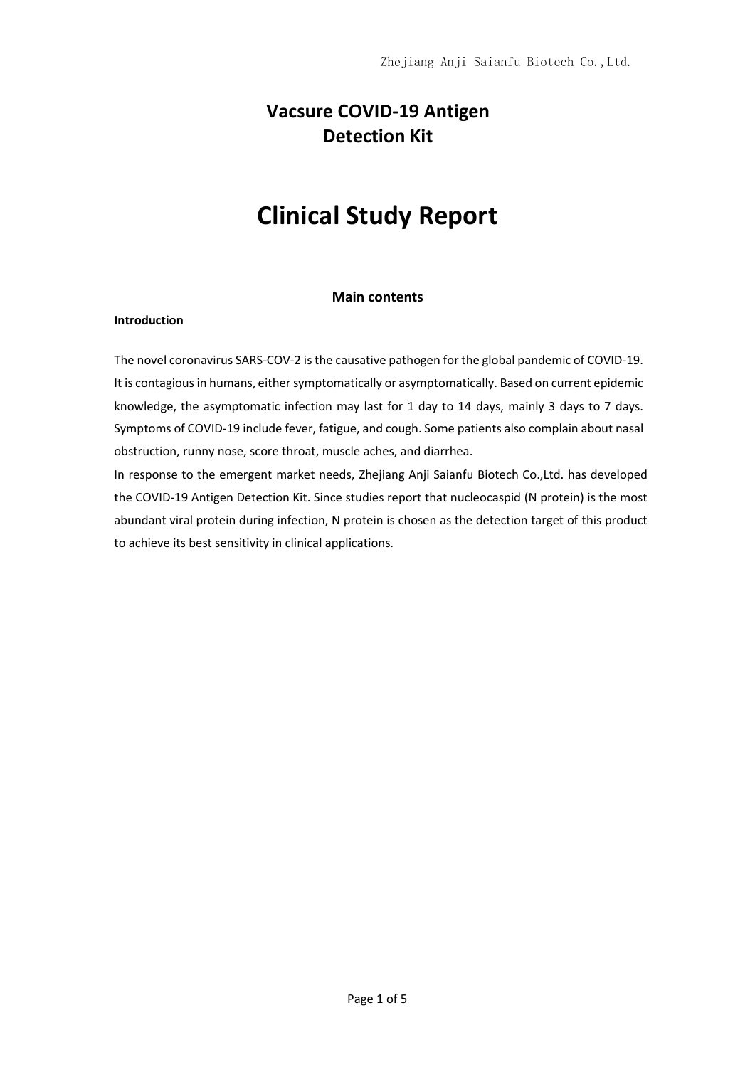# Vacsure COVID-19 Antigen Detection Kit

# Clinical Study Report

## Main contents

### Introduction

The novel coronavirus SARS-COV-2 is the causative pathogen for the global pandemic of COVID-19. It is contagious in humans, either symptomatically or asymptomatically. Based on current epidemic knowledge, the asymptomatic infection may last for 1 day to 14 days, mainly 3 days to 7 days. Symptoms of COVID-19 include fever, fatigue, and cough. Some patients also complain about nasal obstruction, runny nose, score throat, muscle aches, and diarrhea.

In response to the emergent market needs, Zhejiang Anji Saianfu Biotech Co.,Ltd. has developed the COVID-19 Antigen Detection Kit. Since studies report that nucleocaspid (N protein) is the most abundant viral protein during infection, N protein is chosen as the detection target of this product to achieve its best sensitivity in clinical applications.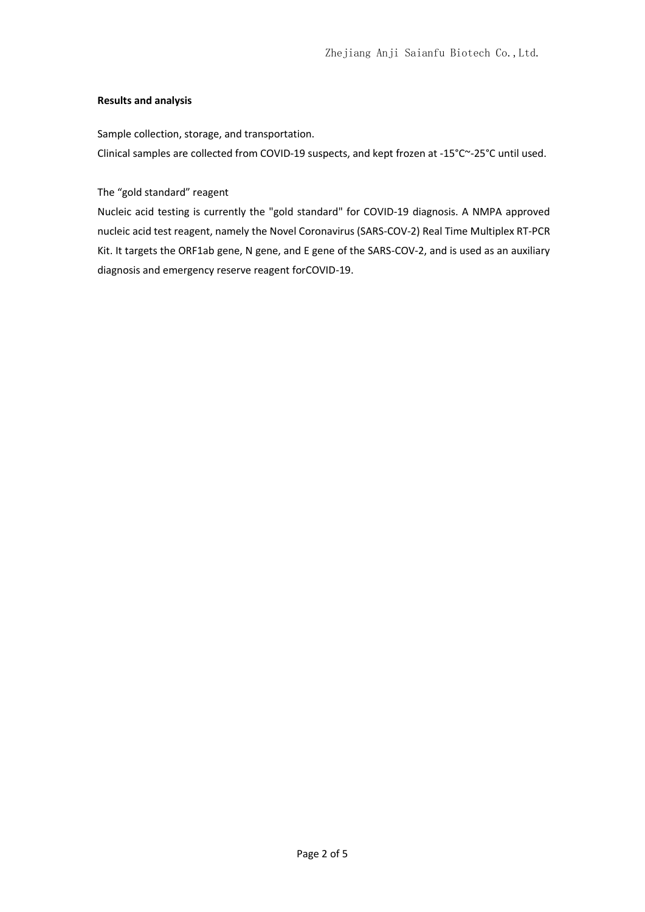**Results and analysis**

Sample collection, storage, and transportation.

Clinical samples are collected from COVID-19 suspects, and kept frozen at -15°C~-25°C until used.

The “gold standard” reagent

Nucleic acid testing is currently the "gold standard" for COVID-19 diagnosis. A NMPA approved nucleic acid test reagent, namely the Novel Coronavirus (SARS-COV-2) Real Time Multiplex RT-PCR Kit. It targets the ORF1ab gene, N gene, and E gene of the SARS-COV-2, and is used as an auxiliary diagnosis and emergency reserve reagent forCOVID-19.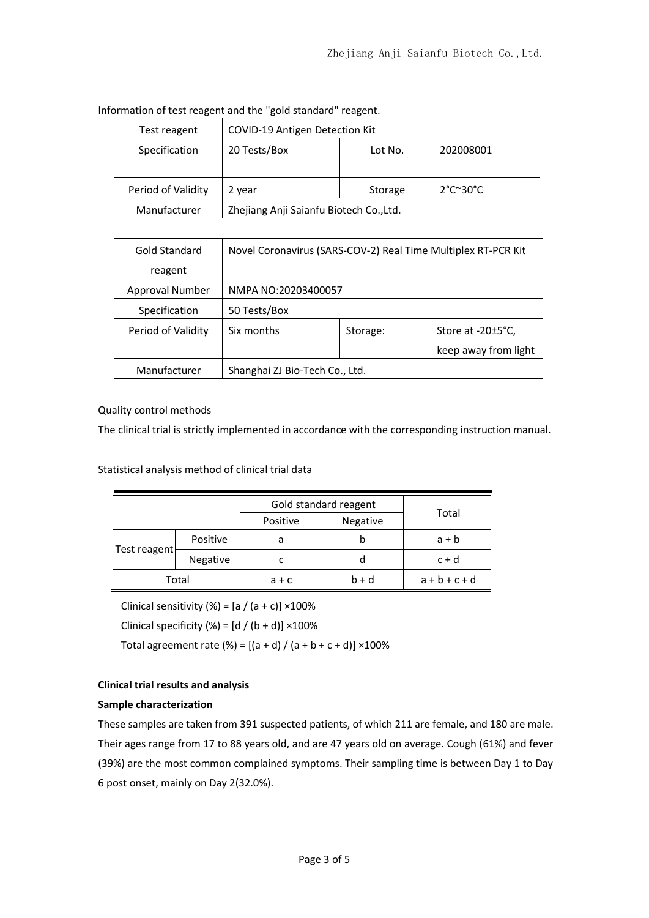Information of test reagent and the "gold standard" reagent.

| Test reagent | COVID-19 Antigen Detection Kit | | |
|---|---|---|---|
| Specification | 20 Tests/Box | Lot No. | 202008001 |
| Period of Validity | 2 year | Storage | 2°C~30°C |
| Manufacturer | Zhejiang Anji Saianfu Biotech Co.,Ltd. | | |

| Gold Standard reagent | Novel Coronavirus (SARS-COV-2) Real Time Multiplex RT-PCR Kit | | |
|---|---|---|---|
| Approval Number | NMPA NO:20203400057 | | |
| Specification | 50 Tests/Box | | |
| Period of Validity | Six months | Storage: | Store at -20±5°C, keep away from light |
| Manufacturer | Shanghai ZJ Bio-Tech Co., Ltd. | | |

Quality control methods

The clinical trial is strictly implemented in accordance with the corresponding instruction manual.

Statistical analysis method of clinical trial data

| | | Gold standard reagent | | Total |
|---|---|---|---|---|
| | | Positive | Negative | |
| Test reagent | Positive | a | b | a + b |
| | Negative | c | d | c + d |
| Total | | a + c | b + d | a + b + c + d |

Clinical sensitivity (%) = [a / (a + c)] ×100%

Clinical specificity (%) = [d / (b + d)] ×100%

Total agreement rate (%) = [(a + d) / (a + b + c + d)] ×100%

**Clinical trial results and analysis**

**Sample characterization**

These samples are taken from 391 suspected patients, of which 211 are female, and 180 are male. Their ages range from 17 to 88 years old, and are 47 years old on average. Cough (61%) and fever (39%) are the most common complained symptoms. Their sampling time is between Day 1 to Day 6 post onset, mainly on Day 2(32.0%).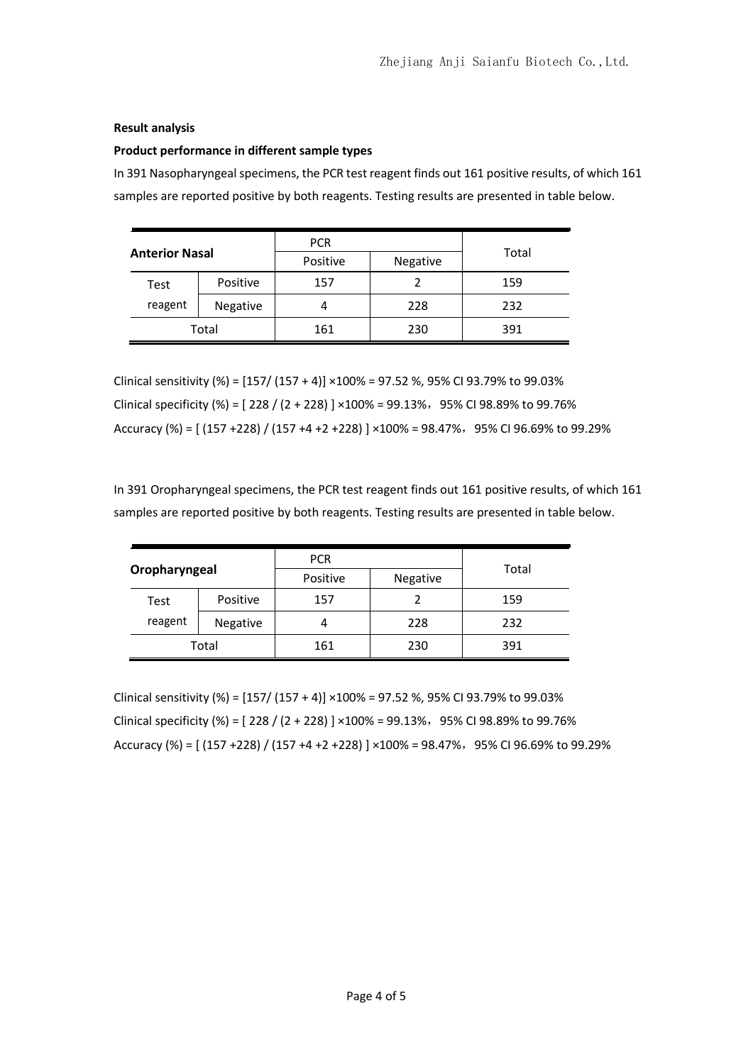**Result analysis**

**Product performance in different sample types**

In 391 Nasopharyngeal specimens, the PCR test reagent finds out 161 positive results, of which 161 samples are reported positive by both reagents. Testing results are presented in table below.

| Anterior Nasal | | PCR | | Total |
|---|---|---|---|---|
| | | Positive | Negative | |
| Test reagent | Positive | 157 | 2 | 159 |
| | Negative | 4 | 228 | 232 |
| Total | | 161 | 230 | 391 |

Clinical sensitivity (%) = [157/ (157 + 4)] ×100% = 97.52 %, 95% CI 93.79% to 99.03%

Clinical specificity (%) = [ 228 / (2 + 228) ] ×100% = 99.13%，95% CI 98.89% to 99.76%

Accuracy (%) = [ (157 +228) / (157 +4 +2 +228) ] ×100% = 98.47%，95% CI 96.69% to 99.29%

In 391 Oropharyngeal specimens, the PCR test reagent finds out 161 positive results, of which 161 samples are reported positive by both reagents. Testing results are presented in table below.

| Oropharyngeal | | PCR | | Total |
|---|---|---|---|---|
| | | Positive | Negative | |
| Test reagent | Positive | 157 | 2 | 159 |
| | Negative | 4 | 228 | 232 |
| Total | | 161 | 230 | 391 |

Clinical sensitivity (%) = [157/ (157 + 4)] ×100% = 97.52 %, 95% CI 93.79% to 99.03%

Clinical specificity (%) = [ 228 / (2 + 228) ] ×100% = 99.13%，95% CI 98.89% to 99.76%

Accuracy (%) = [ (157 +228) / (157 +4 +2 +228) ] ×100% = 98.47%，95% CI 96.69% to 99.29%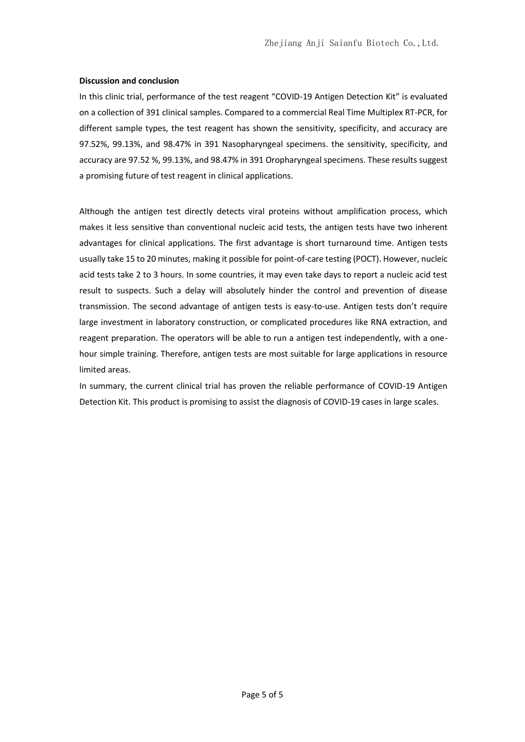**Discussion and conclusion**

In this clinic trial, performance of the test reagent "COVID-19 Antigen Detection Kit" is evaluated on a collection of 391 clinical samples. Compared to a commercial Real Time Multiplex RT-PCR, for different sample types, the test reagent has shown the sensitivity, specificity, and accuracy are 97.52%, 99.13%, and 98.47% in 391 Nasopharyngeal specimens. the sensitivity, specificity, and accuracy are 97.52 %, 99.13%, and 98.47% in 391 Oropharyngeal specimens. These results suggest a promising future of test reagent in clinical applications.

Although the antigen test directly detects viral proteins without amplification process, which makes it less sensitive than conventional nucleic acid tests, the antigen tests have two inherent advantages for clinical applications. The first advantage is short turnaround time. Antigen tests usually take 15 to 20 minutes, making it possible for point-of-care testing (POCT). However, nucleic acid tests take 2 to 3 hours. In some countries, it may even take days to report a nucleic acid test result to suspects. Such a delay will absolutely hinder the control and prevention of disease transmission. The second advantage of antigen tests is easy-to-use. Antigen tests don't require large investment in laboratory construction, or complicated procedures like RNA extraction, and reagent preparation. The operators will be able to run a antigen test independently, with a one-hour simple training. Therefore, antigen tests are most suitable for large applications in resource limited areas.

In summary, the current clinical trial has proven the reliable performance of COVID-19 Antigen Detection Kit. This product is promising to assist the diagnosis of COVID-19 cases in large scales.